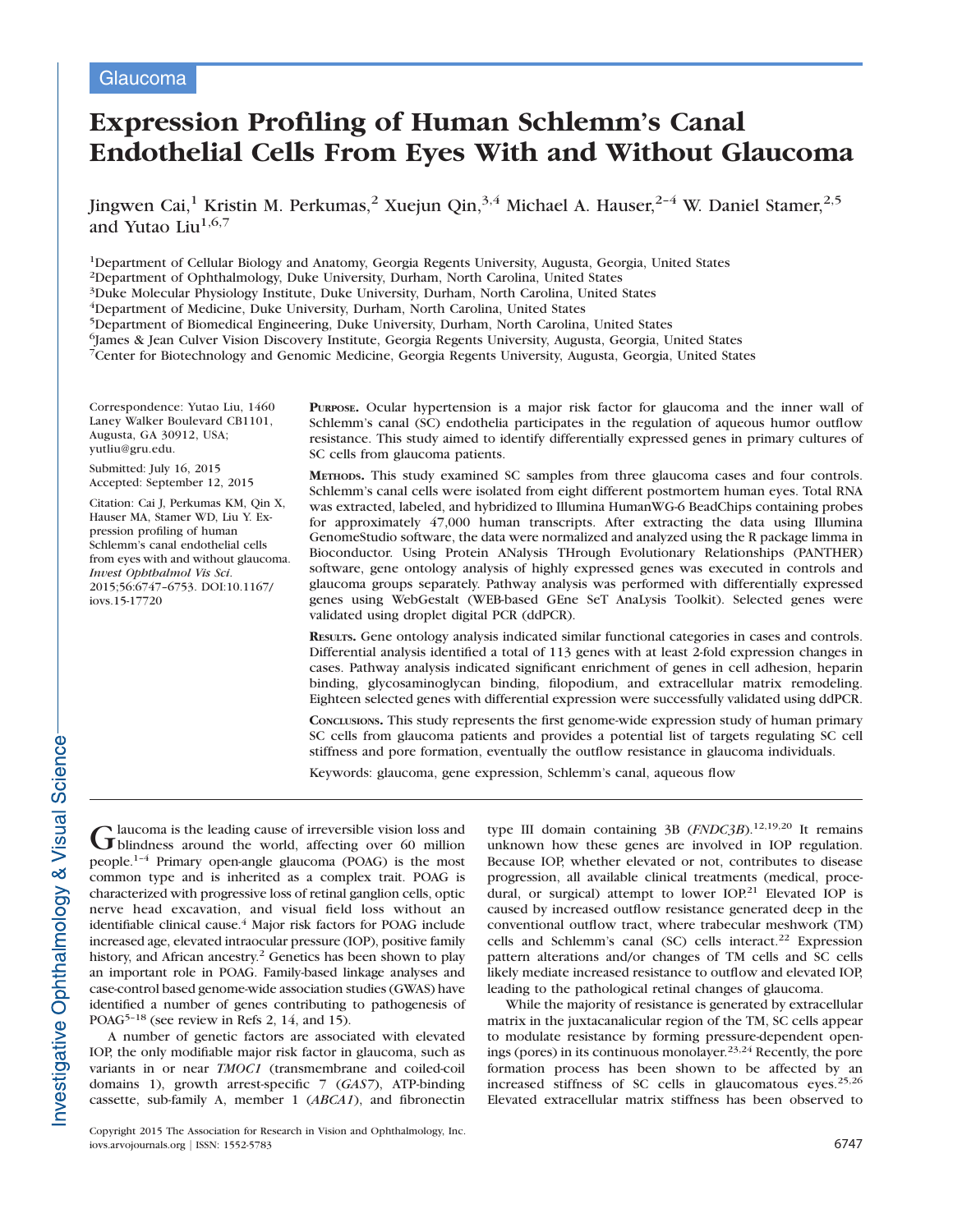Glaucoma

# Expression Profiling of Human Schlemm's Canal Endothelial Cells From Eyes With and Without Glaucoma

Jingwen Cai,[1] Kristin M. Perkumas,[2] Xuejun Qin,[3,4] Michael A. Hauser,[2–4] W. Daniel Stamer,[2,5] and Yutao Liu[1,6,7]

[1]Department of Cellular Biology and Anatomy, Georgia Regents University, Augusta, Georgia, United States
[2]Department of Ophthalmology, Duke University, Durham, North Carolina, United States
[3]Duke Molecular Physiology Institute, Duke University, Durham, North Carolina, United States
[4]Department of Medicine, Duke University, Durham, North Carolina, United States
[5]Department of Biomedical Engineering, Duke University, Durham, North Carolina, United States
[6]James & Jean Culver Vision Discovery Institute, Georgia Regents University, Augusta, Georgia, United States
[7]Center for Biotechnology and Genomic Medicine, Georgia Regents University, Augusta, Georgia, United States

Correspondence: Yutao Liu, 1460 Laney Walker Boulevard CB1101, Augusta, GA 30912, USA; yutliu@gru.edu.

Submitted: July 16, 2015
Accepted: September 12, 2015

Citation: Cai J, Perkumas KM, Qin X, Hauser MA, Stamer WD, Liu Y. Expression profiling of human Schlemm's canal endothelial cells from eyes with and without glaucoma. *Invest Ophthalmol Vis Sci*. 2015;56:6747–6753. DOI:10.1167/iovs.15-17720

**Purpose.** Ocular hypertension is a major risk factor for glaucoma and the inner wall of Schlemm's canal (SC) endothelia participates in the regulation of aqueous humor outflow resistance. This study aimed to identify differentially expressed genes in primary cultures of SC cells from glaucoma patients.

**Methods.** This study examined SC samples from three glaucoma cases and four controls. Schlemm's canal cells were isolated from eight different postmortem human eyes. Total RNA was extracted, labeled, and hybridized to Illumina HumanWG-6 BeadChips containing probes for approximately 47,000 human transcripts. After extracting the data using Illumina GenomeStudio software, the data were normalized and analyzed using the R package limma in Bioconductor. Using Protein ANalysis THrough Evolutionary Relationships (PANTHER) software, gene ontology analysis of highly expressed genes was executed in controls and glaucoma groups separately. Pathway analysis was performed with differentially expressed genes using WebGestalt (WEB-based GEne SeT AnaLysis Toolkit). Selected genes were validated using droplet digital PCR (ddPCR).

**Results.** Gene ontology analysis indicated similar functional categories in cases and controls. Differential analysis identified a total of 113 genes with at least 2-fold expression changes in cases. Pathway analysis indicated significant enrichment of genes in cell adhesion, heparin binding, glycosaminoglycan binding, filopodium, and extracellular matrix remodeling. Eighteen selected genes with differential expression were successfully validated using ddPCR.

**Conclusions.** This study represents the first genome-wide expression study of human primary SC cells from glaucoma patients and provides a potential list of targets regulating SC cell stiffness and pore formation, eventually the outflow resistance in glaucoma individuals.

Keywords: glaucoma, gene expression, Schlemm's canal, aqueous flow

Glaucoma is the leading cause of irreversible vision loss and blindness around the world, affecting over 60 million people.[1–4] Primary open-angle glaucoma (POAG) is the most common type and is inherited as a complex trait. POAG is characterized with progressive loss of retinal ganglion cells, optic nerve head excavation, and visual field loss without an identifiable clinical cause.[4] Major risk factors for POAG include increased age, elevated intraocular pressure (IOP), positive family history, and African ancestry.[2] Genetics has been shown to play an important role in POAG. Family-based linkage analyses and case-control based genome-wide association studies (GWAS) have identified a number of genes contributing to pathogenesis of POAG[5–18] (see review in Refs 2, 14, and 15).

A number of genetic factors are associated with elevated IOP, the only modifiable major risk factor in glaucoma, such as variants in or near *TMOC1* (transmembrane and coiled-coil domains 1), growth arrest-specific 7 (*GAS7*), ATP-binding cassette, sub-family A, member 1 (*ABCA1*), and fibronectin type III domain containing 3B (*FNDC3B*).[12,19,20] It remains unknown how these genes are involved in IOP regulation. Because IOP, whether elevated or not, contributes to disease progression, all available clinical treatments (medical, procedural, or surgical) attempt to lower IOP.[21] Elevated IOP is caused by increased outflow resistance generated deep in the conventional outflow tract, where trabecular meshwork (TM) cells and Schlemm's canal (SC) cells interact.[22] Expression pattern alterations and/or changes of TM cells and SC cells likely mediate increased resistance to outflow and elevated IOP, leading to the pathological retinal changes of glaucoma.

While the majority of resistance is generated by extracellular matrix in the juxtacanalicular region of the TM, SC cells appear to modulate resistance by forming pressure-dependent openings (pores) in its continuous monolayer.[23,24] Recently, the pore formation process has been shown to be affected by an increased stiffness of SC cells in glaucomatous eyes.[25,26] Elevated extracellular matrix stiffness has been observed to

Copyright 2015 The Association for Research in Vision and Ophthalmology, Inc.
iovs.arvojournals.org | ISSN: 1552-5783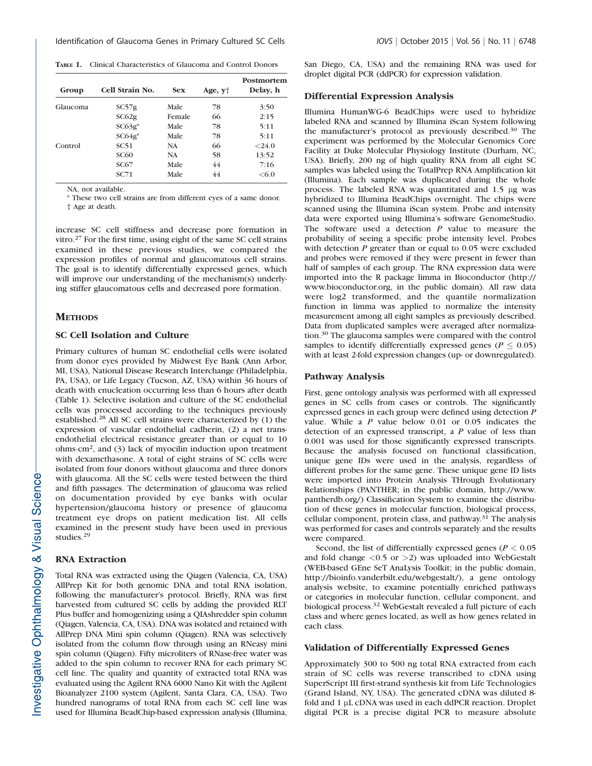**Table 1.** Clinical Characteristics of Glaucoma and Control Donors

| Group | Cell Strain No. | Sex | Age, y† | Postmortem Delay, h |
|---|---|---|---|---|
| Glaucoma | SC57g | Male | 78 | 3:50 |
| | SC62g | Female | 66 | 2:15 |
| | SC63g* | Male | 78 | 5:11 |
| | SC64g* | Male | 78 | 5:11 |
| Control | SC51 | NA | 66 | <24.0 |
| | SC60 | NA | 58 | 13:52 |
| | SC67 | Male | 44 | 7:16 |
| | SC71 | Male | 44 | <6.0 |

NA, not available.

* These two cell strains are from different eyes of a same donor.

† Age at death.

increase SC cell stiffness and decrease pore formation in vitro.[27] For the first time, using eight of the same SC cell strains examined in these previous studies, we compared the expression profiles of normal and glaucomatous cell strains. The goal is to identify differentially expressed genes, which will improve our understanding of the mechanism(s) underlying stiffer glaucomatous cells and decreased pore formation.

## Methods

### SC Cell Isolation and Culture

Primary cultures of human SC endothelial cells were isolated from donor eyes provided by Midwest Eye Bank (Ann Arbor, MI, USA), National Disease Research Interchange (Philadelphia, PA, USA), or Life Legacy (Tucson, AZ, USA) within 36 hours of death with enucleation occurring less than 6 hours after death (Table 1). Selective isolation and culture of the SC endothelial cells was processed according to the techniques previously established.[28] All SC cell strains were characterized by (1) the expression of vascular endothelial cadherin, (2) a net transendothelial electrical resistance greater than or equal to 10 ohms·cm², and (3) lack of myocilin induction upon treatment with dexamethasone. A total of eight strains of SC cells were isolated from four donors without glaucoma and three donors with glaucoma. All the SC cells were tested between the third and fifth passages. The determination of glaucoma was relied on documentation provided by eye banks with ocular hypertension/glaucoma history or presence of glaucoma treatment eye drops on patient medication list. All cells examined in the present study have been used in previous studies.[29]

### RNA Extraction

Total RNA was extracted using the Qiagen (Valencia, CA, USA) AllPrep Kit for both genomic DNA and total RNA isolation, following the manufacturer's protocol. Briefly, RNA was first harvested from cultured SC cells by adding the provided RLT Plus buffer and homogenizing using a QIAshredder spin column (Qiagen, Valencia, CA, USA). DNA was isolated and retained with AllPrep DNA Mini spin column (Qiagen). RNA was selectively isolated from the column flow through using an RNeasy mini spin column (Qiagen). Fifty microliters of RNase-free water was added to the spin column to recover RNA for each primary SC cell line. The quality and quantity of extracted total RNA was evaluated using the Agilent RNA 6000 Nano Kit with the Agilent Bioanalyzer 2100 system (Agilent, Santa Clara, CA, USA). Two hundred nanograms of total RNA from each SC cell line was used for Illumina BeadChip-based expression analysis (Illumina, San Diego, CA, USA) and the remaining RNA was used for droplet digital PCR (ddPCR) for expression validation.

### Differential Expression Analysis

Illumina HumanWG-6 BeadChips were used to hybridize labeled RNA and scanned by Illumina iScan System following the manufacturer's protocol as previously described.[30] The experiment was performed by the Molecular Genomics Core Facility at Duke Molecular Physiology Institute (Durham, NC, USA). Briefly, 200 ng of high quality RNA from all eight SC samples was labeled using the TotalPrep RNA Amplification kit (Illumina). Each sample was duplicated during the whole process. The labeled RNA was quantitated and 1.5 μg was hybridized to Illumina BeadChips overnight. The chips were scanned using the Illumina iScan system. Probe and intensity data were exported using Illumina's software GenomeStudio. The software used a detection $P$ value to measure the probability of seeing a specific probe intensity level. Probes with detection $P$ greater than or equal to 0.05 were excluded and probes were removed if they were present in fewer than half of samples of each group. The RNA expression data were imported into the R package limma in Bioconductor (http://www.bioconductor.org, in the public domain). All raw data were log2 transformed, and the quantile normalization function in limma was applied to normalize the intensity measurement among all eight samples as previously described. Data from duplicated samples were averaged after normalization.[30] The glaucoma samples were compared with the control samples to identify differentially expressed genes ($P \leq 0.05$) with at least 2-fold expression changes (up- or downregulated).

### Pathway Analysis

First, gene ontology analysis was performed with all expressed genes in SC cells from cases or controls. The significantly expressed genes in each group were defined using detection $P$ value. While a $P$ value below 0.01 or 0.05 indicates the detection of an expressed transcript, a $P$ value of less than 0.001 was used for those significantly expressed transcripts. Because the analysis focused on functional classification, unique gene IDs were used in the analysis, regardless of different probes for the same gene. These unique gene ID lists were imported into Protein Analysis THrough Evolutionary Relationships (PANTHER; in the public domain, http://www.pantherdb.org/) Classification System to examine the distribution of these genes in molecular function, biological process, cellular component, protein class, and pathway.[31] The analysis was performed for cases and controls separately and the results were compared.

Second, the list of differentially expressed genes ($P < 0.05$ and fold change $<0.5$ or $>2$) was uploaded into WebGestalt (WEB-based GEne SeT AnaLysis Toolkit; in the public domain, http://bioinfo.vanderbilt.edu/webgestalt/), a gene ontology analysis website, to examine potentially enriched pathways or categories in molecular function, cellular component, and biological process.[32] WebGestalt revealed a full picture of each class and where genes located, as well as how genes related in each class.

### Validation of Differentially Expressed Genes

Approximately 300 to 500 ng total RNA extracted from each strain of SC cells was reverse transcribed to cDNA using SuperScript III first-strand synthesis kit from Life Technologies (Grand Island, NY, USA). The generated cDNA was diluted 8-fold and 1 μL cDNA was used in each ddPCR reaction. Droplet digital PCR is a precise digital PCR to measure absolute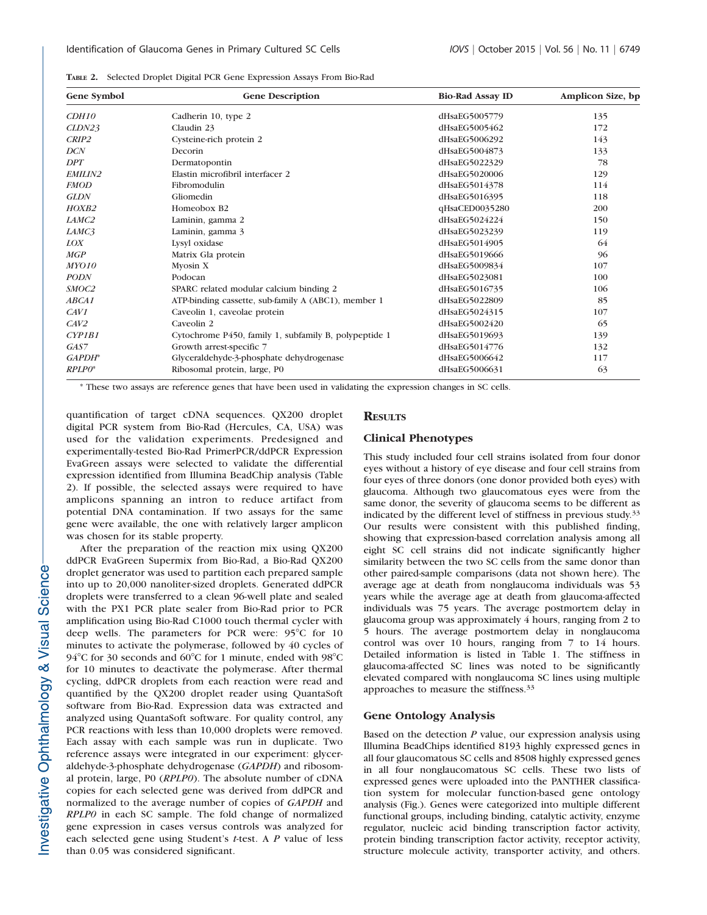**Table 2.** Selected Droplet Digital PCR Gene Expression Assays From Bio-Rad

| Gene Symbol | Gene Description | Bio-Rad Assay ID | Amplicon Size, bp |
|---|---|---|---|
| *CDH10* | Cadherin 10, type 2 | dHsaEG5005779 | 135 |
| *CLDN23* | Claudin 23 | dHsaEG5005462 | 172 |
| *CRIP2* | Cysteine-rich protein 2 | dHsaEG5006292 | 143 |
| *DCN* | Decorin | dHsaEG5004873 | 133 |
| *DPT* | Dermatopontin | dHsaEG5022329 | 78 |
| *EMILIN2* | Elastin microfibril interfacer 2 | dHsaEG5020006 | 129 |
| *FMOD* | Fibromodulin | dHsaEG5014378 | 114 |
| *GLDN* | Gliomedin | dHsaEG5016395 | 118 |
| *HOXB2* | Homeobox B2 | qHsaCED0035280 | 200 |
| *LAMC2* | Laminin, gamma 2 | dHsaEG5024224 | 150 |
| *LAMC3* | Laminin, gamma 3 | dHsaEG5023239 | 119 |
| *LOX* | Lysyl oxidase | dHsaEG5014905 | 64 |
| *MGP* | Matrix Gla protein | dHsaEG5019666 | 96 |
| *MYO10* | Myosin X | dHsaEG5009834 | 107 |
| *PODN* | Podocan | dHsaEG5023081 | 100 |
| *SMOC2* | SPARC related modular calcium binding 2 | dHsaEG5016735 | 106 |
| *ABCA1* | ATP-binding cassette, sub-family A (ABC1), member 1 | dHsaEG5022809 | 85 |
| *CAV1* | Caveolin 1, caveolae protein | dHsaEG5024315 | 107 |
| *CAV2* | Caveolin 2 | dHsaEG5002420 | 65 |
| *CYP1B1* | Cytochrome P450, family 1, subfamily B, polypeptide 1 | dHsaEG5019693 | 139 |
| *GAS7* | Growth arrest-specific 7 | dHsaEG5014776 | 132 |
| *GAPDH** | Glyceraldehyde-3-phosphate dehydrogenase | dHsaEG5006642 | 117 |
| *RPLP0** | Ribosomal protein, large, P0 | dHsaEG5006631 | 63 |

* These two assays are reference genes that have been used in validating the expression changes in SC cells.

quantification of target cDNA sequences. QX200 droplet digital PCR system from Bio-Rad (Hercules, CA, USA) was used for the validation experiments. Predesigned and experimentally-tested Bio-Rad PrimerPCR/ddPCR Expression EvaGreen assays were selected to validate the differential expression identified from Illumina BeadChip analysis (Table 2). If possible, the selected assays were required to have amplicons spanning an intron to reduce artifact from potential DNA contamination. If two assays for the same gene were available, the one with relatively larger amplicon was chosen for its stable property.

After the preparation of the reaction mix using QX200 ddPCR EvaGreen Supermix from Bio-Rad, a Bio-Rad QX200 droplet generator was used to partition each prepared sample into up to 20,000 nanoliter-sized droplets. Generated ddPCR droplets were transferred to a clean 96-well plate and sealed with the PX1 PCR plate sealer from Bio-Rad prior to PCR amplification using Bio-Rad C1000 touch thermal cycler with deep wells. The parameters for PCR were: 95°C for 10 minutes to activate the polymerase, followed by 40 cycles of 94°C for 30 seconds and 60°C for 1 minute, ended with 98°C for 10 minutes to deactivate the polymerase. After thermal cycling, ddPCR droplets from each reaction were read and quantified by the QX200 droplet reader using QuantaSoft software from Bio-Rad. Expression data was extracted and analyzed using QuantaSoft software. For quality control, any PCR reactions with less than 10,000 droplets were removed. Each assay with each sample was run in duplicate. Two reference assays were integrated in our experiment: glyceraldehyde-3-phosphate dehydrogenase (*GAPDH*) and ribosomal protein, large, P0 (*RPLP0*). The absolute number of cDNA copies for each selected gene was derived from ddPCR and normalized to the average number of copies of *GAPDH* and *RPLP0* in each SC sample. The fold change of normalized gene expression in cases versus controls was analyzed for each selected gene using Student's *t*-test. A *P* value of less than 0.05 was considered significant.

## Results

### Clinical Phenotypes

This study included four cell strains isolated from four donor eyes without a history of eye disease and four cell strains from four eyes of three donors (one donor provided both eyes) with glaucoma. Although two glaucomatous eyes were from the same donor, the severity of glaucoma seems to be different as indicated by the different level of stiffness in previous study.[33] Our results were consistent with this published finding, showing that expression-based correlation analysis among all eight SC cell strains did not indicate significantly higher similarity between the two SC cells from the same donor than other paired-sample comparisons (data not shown here). The average age at death from nonglaucoma individuals was 53 years while the average age at death from glaucoma-affected individuals was 75 years. The average postmortem delay in glaucoma group was approximately 4 hours, ranging from 2 to 5 hours. The average postmortem delay in nonglaucoma control was over 10 hours, ranging from 7 to 14 hours. Detailed information is listed in Table 1. The stiffness in glaucoma-affected SC lines was noted to be significantly elevated compared with nonglaucoma SC lines using multiple approaches to measure the stiffness.[33]

### Gene Ontology Analysis

Based on the detection *P* value, our expression analysis using Illumina BeadChips identified 8193 highly expressed genes in all four glaucomatous SC cells and 8508 highly expressed genes in all four nonglaucomatous SC cells. These two lists of expressed genes were uploaded into the PANTHER classification system for molecular function-based gene ontology analysis (Fig.). Genes were categorized into multiple different functional groups, including binding, catalytic activity, enzyme regulator, nucleic acid binding transcription factor activity, protein binding transcription factor activity, receptor activity, structure molecule activity, transporter activity, and others.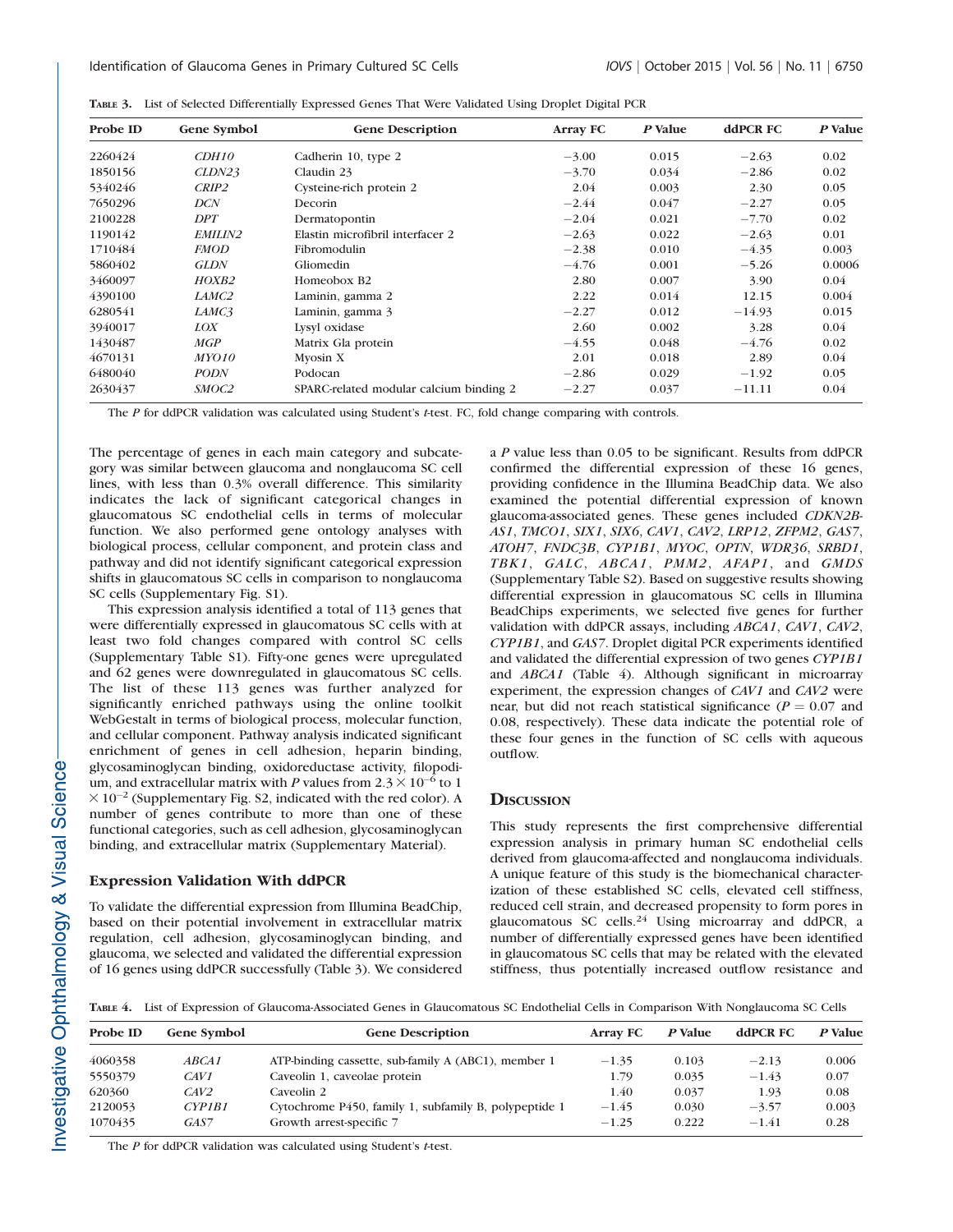**Table 3.** List of Selected Differentially Expressed Genes That Were Validated Using Droplet Digital PCR

| Probe ID | Gene Symbol | Gene Description | Array FC | P Value | ddPCR FC | P Value |
|---|---|---|---|---|---|---|
| 2260424 | *CDH10* | Cadherin 10, type 2 | −3.00 | 0.015 | −2.63 | 0.02 |
| 1850156 | *CLDN23* | Claudin 23 | −3.70 | 0.034 | −2.86 | 0.02 |
| 5340246 | *CRIP2* | Cysteine-rich protein 2 | 2.04 | 0.003 | 2.30 | 0.05 |
| 7650296 | *DCN* | Decorin | −2.44 | 0.047 | −2.27 | 0.05 |
| 2100228 | *DPT* | Dermatopontin | −2.04 | 0.021 | −7.70 | 0.02 |
| 1190142 | *EMILIN2* | Elastin microfibril interfacer 2 | −2.63 | 0.022 | −2.63 | 0.01 |
| 1710484 | *FMOD* | Fibromodulin | −2.38 | 0.010 | −4.35 | 0.003 |
| 5860402 | *GLDN* | Gliomedin | −4.76 | 0.001 | −5.26 | 0.0006 |
| 3460097 | *HOXB2* | Homeobox B2 | 2.80 | 0.007 | 3.90 | 0.04 |
| 4390100 | *LAMC2* | Laminin, gamma 2 | 2.22 | 0.014 | 12.15 | 0.004 |
| 6280541 | *LAMC3* | Laminin, gamma 3 | −2.27 | 0.012 | −14.93 | 0.015 |
| 3940017 | *LOX* | Lysyl oxidase | 2.60 | 0.002 | 3.28 | 0.04 |
| 1430487 | *MGP* | Matrix Gla protein | −4.55 | 0.048 | −4.76 | 0.02 |
| 4670131 | *MYO10* | Myosin X | 2.01 | 0.018 | 2.89 | 0.04 |
| 6480040 | *PODN* | Podocan | −2.86 | 0.029 | −1.92 | 0.05 |
| 2630437 | *SMOC2* | SPARC-related modular calcium binding 2 | −2.27 | 0.037 | −11.11 | 0.04 |

The *P* for ddPCR validation was calculated using Student's *t*-test. FC, fold change comparing with controls.

The percentage of genes in each main category and subcategory was similar between glaucoma and nonglaucoma SC cell lines, with less than 0.3% overall difference. This similarity indicates the lack of significant categorical changes in glaucomatous SC endothelial cells in terms of molecular function. We also performed gene ontology analyses with biological process, cellular component, and protein class and pathway and did not identify significant categorical expression shifts in glaucomatous SC cells in comparison to nonglaucoma SC cells (Supplementary Fig. S1).

This expression analysis identified a total of 113 genes that were differentially expressed in glaucomatous SC cells with at least two fold changes compared with control SC cells (Supplementary Table S1). Fifty-one genes were upregulated and 62 genes were downregulated in glaucomatous SC cells. The list of these 113 genes was further analyzed for significantly enriched pathways using the online toolkit WebGestalt in terms of biological process, molecular function, and cellular component. Pathway analysis indicated significant enrichment of genes in cell adhesion, heparin binding, glycosaminoglycan binding, oxidoreductase activity, filopodium, and extracellular matrix with *P* values from $2.3 \times 10^{-6}$ to $1 \times 10^{-2}$ (Supplementary Fig. S2, indicated with the red color). A number of genes contribute to more than one of these functional categories, such as cell adhesion, glycosaminoglycan binding, and extracellular matrix (Supplementary Material).

### Expression Validation With ddPCR

To validate the differential expression from Illumina BeadChip, based on their potential involvement in extracellular matrix regulation, cell adhesion, glycosaminoglycan binding, and glaucoma, we selected and validated the differential expression of 16 genes using ddPCR successfully (Table 3). We considered a *P* value less than 0.05 to be significant. Results from ddPCR confirmed the differential expression of these 16 genes, providing confidence in the Illumina BeadChip data. We also examined the potential differential expression of known glaucoma-associated genes. These genes included *CDKN2B-AS1*, *TMCO1*, *SIX1*, *SIX6*, *CAV1*, *CAV2*, *LRP12*, *ZFPM2*, *GAS7*, *ATOH7*, *FNDC3B*, *CYP1B1*, *MYOC*, *OPTN*, *WDR36*, *SRBD1*, *TBK1*, *GALC*, *ABCA1*, *PMM2*, *AFAP1*, and *GMDS* (Supplementary Table S2). Based on suggestive results showing differential expression in glaucomatous SC cells in Illumina BeadChips experiments, we selected five genes for further validation with ddPCR assays, including *ABCA1*, *CAV1*, *CAV2*, *CYP1B1*, and *GAS7*. Droplet digital PCR experiments identified and validated the differential expression of two genes *CYP1B1* and *ABCA1* (Table 4). Although significant in microarray experiment, the expression changes of *CAV1* and *CAV2* were near, but did not reach statistical significance ($P = 0.07$ and 0.08, respectively). These data indicate the potential role of these four genes in the function of SC cells with aqueous outflow.

## Discussion

This study represents the first comprehensive differential expression analysis in primary human SC endothelial cells derived from glaucoma-affected and nonglaucoma individuals. A unique feature of this study is the biomechanical characterization of these established SC cells, elevated cell stiffness, reduced cell strain, and decreased propensity to form pores in glaucomatous SC cells.[24] Using microarray and ddPCR, a number of differentially expressed genes have been identified in glaucomatous SC cells that may be related with the elevated stiffness, thus potentially increased outflow resistance and

**Table 4.** List of Expression of Glaucoma-Associated Genes in Glaucomatous SC Endothelial Cells in Comparison With Nonglaucoma SC Cells

| Probe ID | Gene Symbol | Gene Description | Array FC | P Value | ddPCR FC | P Value |
|---|---|---|---|---|---|---|
| 4060358 | *ABCA1* | ATP-binding cassette, sub-family A (ABC1), member 1 | −1.35 | 0.103 | −2.13 | 0.006 |
| 5550379 | *CAV1* | Caveolin 1, caveolae protein | 1.79 | 0.035 | −1.43 | 0.07 |
| 620360 | *CAV2* | Caveolin 2 | 1.40 | 0.037 | 1.93 | 0.08 |
| 2120053 | *CYP1B1* | Cytochrome P450, family 1, subfamily B, polypeptide 1 | −1.45 | 0.030 | −3.57 | 0.003 |
| 1070435 | *GAS7* | Growth arrest-specific 7 | −1.25 | 0.222 | −1.41 | 0.28 |

The *P* for ddPCR validation was calculated using Student's *t*-test.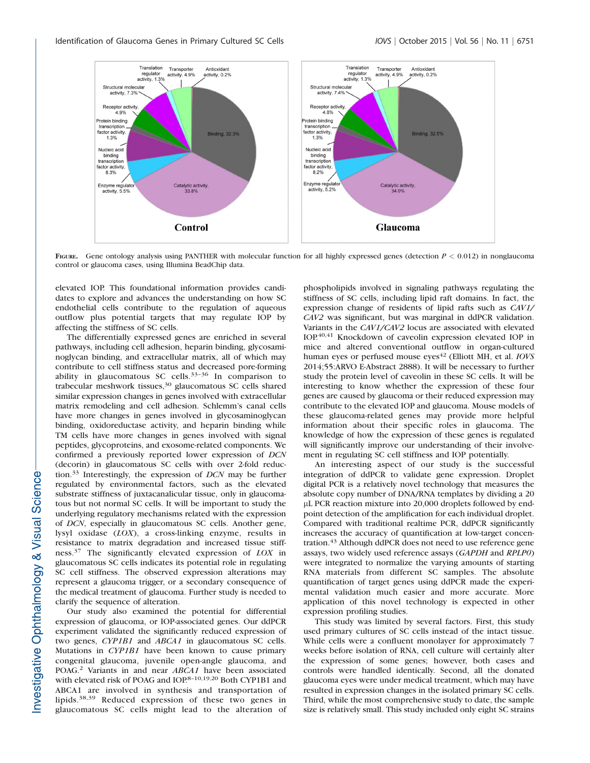**FIGURE.** Gene ontology analysis using PANTHER with molecular function for all highly expressed genes (detection $P < 0.012$) in nonglaucoma control or glaucoma cases, using Illumina BeadChip data.

elevated IOP. This foundational information provides candidates to explore and advances the understanding on how SC endothelial cells contribute to the regulation of aqueous outflow plus potential targets that may regulate IOP by affecting the stiffness of SC cells.

The differentially expressed genes are enriched in several pathways, including cell adhesion, heparin binding, glycosaminoglycan binding, and extracellular matrix, all of which may contribute to cell stiffness status and decreased pore-forming ability in glaucomatous SC cells.[33–36] In comparison to trabecular meshwork tissues,[30] glaucomatous SC cells shared similar expression changes in genes involved with extracellular matrix remodeling and cell adhesion. Schlemm's canal cells have more changes in genes involved in glycosaminoglycan binding, oxidoreductase activity, and heparin binding while TM cells have more changes in genes involved with signal peptides, glycoproteins, and exosome-related components. We confirmed a previously reported lower expression of *DCN* (decorin) in glaucomatous SC cells with over 2-fold reduction.[33] Interestingly, the expression of *DCN* may be further regulated by environmental factors, such as the elevated substrate stiffness of juxtacanalicular tissue, only in glaucomatous but not normal SC cells. It will be important to study the underlying regulatory mechanisms related with the expression of *DCN*, especially in glaucomatous SC cells. Another gene, lysyl oxidase (*LOX*), a cross-linking enzyme, results in resistance to matrix degradation and increased tissue stiffness.[37] The significantly elevated expression of *LOX* in glaucomatous SC cells indicates its potential role in regulating SC cell stiffness. The observed expression alterations may represent a glaucoma trigger, or a secondary consequence of the medical treatment of glaucoma. Further study is needed to clarify the sequence of alteration.

Our study also examined the potential for differential expression of glaucoma, or IOP-associated genes. Our ddPCR experiment validated the significantly reduced expression of two genes, *CYP1B1* and *ABCA1* in glaucomatous SC cells. Mutations in *CYP1B1* have been known to cause primary congenital glaucoma, juvenile open-angle glaucoma, and POAG.[2] Variants in and near *ABCA1* have been associated with elevated risk of POAG and IOP.[8–10,19,20] Both CYP1B1 and ABCA1 are involved in synthesis and transportation of lipids.[38,39] Reduced expression of these two genes in glaucomatous SC cells might lead to the alteration of phospholipids involved in signaling pathways regulating the stiffness of SC cells, including lipid raft domains. In fact, the expression change of residents of lipid rafts such as *CAV1/CAV2* was significant, but was marginal in ddPCR validation. Variants in the *CAV1/CAV2* locus are associated with elevated IOP.[40,41] Knockdown of caveolin expression elevated IOP in mice and altered conventional outflow in organ-cultured human eyes or perfused mouse eyes[42] (Elliott MH, et al. *IOVS* 2014;55:ARVO E-Abstract 2888). It will be necessary to further study the protein level of caveolin in these SC cells. It will be interesting to know whether the expression of these four genes are caused by glaucoma or their reduced expression may contribute to the elevated IOP and glaucoma. Mouse models of these glaucoma-related genes may provide more helpful information about their specific roles in glaucoma. The knowledge of how the expression of these genes is regulated will significantly improve our understanding of their involvement in regulating SC cell stiffness and IOP potentially.

An interesting aspect of our study is the successful integration of ddPCR to validate gene expression. Droplet digital PCR is a relatively novel technology that measures the absolute copy number of DNA/RNA templates by dividing a 20 μL PCR reaction mixture into 20,000 droplets followed by end-point detection of the amplification for each individual droplet. Compared with traditional realtime PCR, ddPCR significantly increases the accuracy of quantification at low-target concentration.[43] Although ddPCR does not need to use reference gene assays, two widely used reference assays (*GAPDH* and *RPLP0*) were integrated to normalize the varying amounts of starting RNA materials from different SC samples. The absolute quantification of target genes using ddPCR made the experimental validation much easier and more accurate. More application of this novel technology is expected in other expression profiling studies.

This study was limited by several factors. First, this study used primary cultures of SC cells instead of the intact tissue. While cells were a confluent monolayer for approximately 7 weeks before isolation of RNA, cell culture will certainly alter the expression of some genes; however, both cases and controls were handled identically. Second, all the donated glaucoma eyes were under medical treatment, which may have resulted in expression changes in the isolated primary SC cells. Third, while the most comprehensive study to date, the sample size is relatively small. This study included only eight SC strains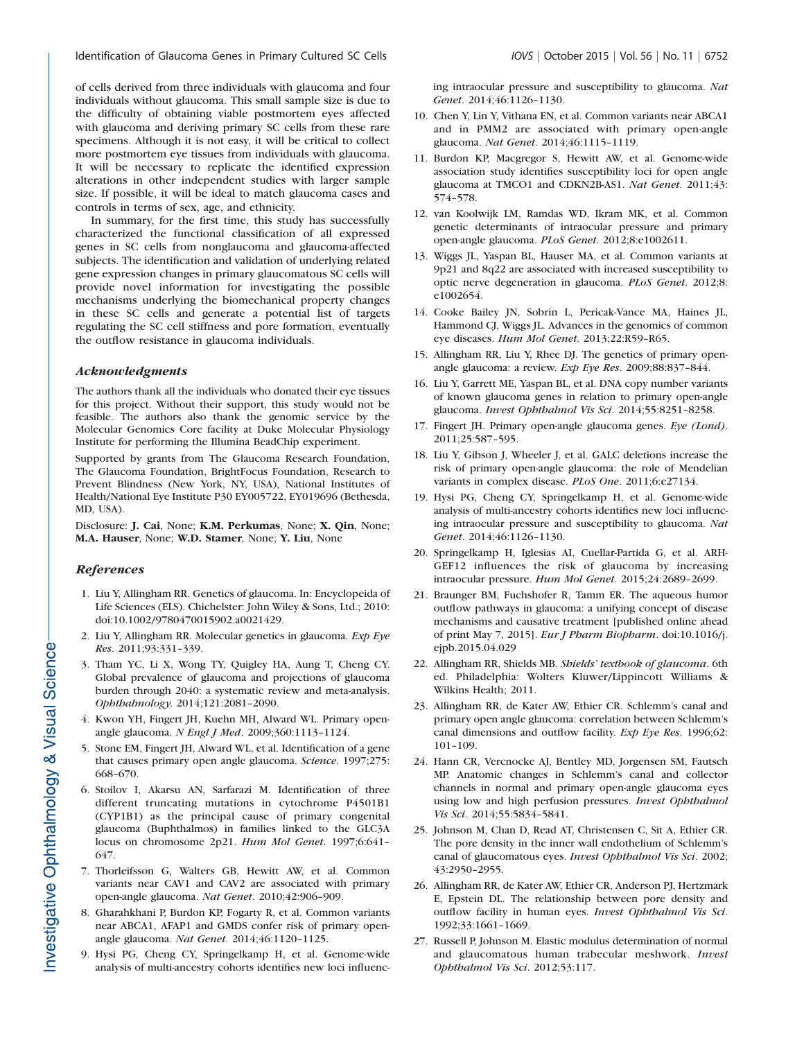of cells derived from three individuals with glaucoma and four individuals without glaucoma. This small sample size is due to the difficulty of obtaining viable postmortem eyes affected with glaucoma and deriving primary SC cells from these rare specimens. Although it is not easy, it will be critical to collect more postmortem eye tissues from individuals with glaucoma. It will be necessary to replicate the identified expression alterations in other independent studies with larger sample size. If possible, it will be ideal to match glaucoma cases and controls in terms of sex, age, and ethnicity.

In summary, for the first time, this study has successfully characterized the functional classification of all expressed genes in SC cells from nonglaucoma and glaucoma-affected subjects. The identification and validation of underlying related gene expression changes in primary glaucomatous SC cells will provide novel information for investigating the possible mechanisms underlying the biomechanical property changes in these SC cells and generate a potential list of targets regulating the SC cell stiffness and pore formation, eventually the outflow resistance in glaucoma individuals.

### *Acknowledgments*

The authors thank all the individuals who donated their eye tissues for this project. Without their support, this study would not be feasible. The authors also thank the genomic service by the Molecular Genomics Core facility at Duke Molecular Physiology Institute for performing the Illumina BeadChip experiment.

Supported by grants from The Glaucoma Research Foundation, The Glaucoma Foundation, BrightFocus Foundation, Research to Prevent Blindness (New York, NY, USA), National Institutes of Health/National Eye Institute P30 EY005722, EY019696 (Bethesda, MD, USA).

Disclosure: **J. Cai**, None; **K.M. Perkumas**, None; **X. Qin**, None; **M.A. Hauser**, None; **W.D. Stamer**, None; **Y. Liu**, None

### *References*

1. Liu Y, Allingham RR. Genetics of glaucoma. In: Encyclopeida of Life Sciences (ELS). Chichelster: John Wiley & Sons, Ltd.; 2010: doi:10.1002/9780470015902.a0021429.
2. Liu Y, Allingham RR. Molecular genetics in glaucoma. *Exp Eye Res*. 2011;93:331–339.
3. Tham YC, Li X, Wong TY, Quigley HA, Aung T, Cheng CY. Global prevalence of glaucoma and projections of glaucoma burden through 2040: a systematic review and meta-analysis. *Ophthalmology.* 2014;121:2081–2090.
4. Kwon YH, Fingert JH, Kuehn MH, Alward WL. Primary open-angle glaucoma. *N Engl J Med*. 2009;360:1113–1124.
5. Stone EM, Fingert JH, Alward WL, et al. Identification of a gene that causes primary open angle glaucoma. *Science*. 1997;275: 668–670.
6. Stoilov I, Akarsu AN, Sarfarazi M. Identification of three different truncating mutations in cytochrome P4501B1 (CYP1B1) as the principal cause of primary congenital glaucoma (Buphthalmos) in families linked to the GLC3A locus on chromosome 2p21. *Hum Mol Genet*. 1997;6:641–647.
7. Thorleifsson G, Walters GB, Hewitt AW, et al. Common variants near CAV1 and CAV2 are associated with primary open-angle glaucoma. *Nat Genet*. 2010;42:906–909.
8. Gharahkhani P, Burdon KP, Fogarty R, et al. Common variants near ABCA1, AFAP1 and GMDS confer risk of primary open-angle glaucoma. *Nat Genet*. 2014;46:1120–1125.
9. Hysi PG, Cheng CY, Springelkamp H, et al. Genome-wide analysis of multi-ancestry cohorts identifies new loci influencing intraocular pressure and susceptibility to glaucoma. *Nat Genet*. 2014;46:1126–1130.
10. Chen Y, Lin Y, Vithana EN, et al. Common variants near ABCA1 and in PMM2 are associated with primary open-angle glaucoma. *Nat Genet*. 2014;46:1115–1119.
11. Burdon KP, Macgregor S, Hewitt AW, et al. Genome-wide association study identifies susceptibility loci for open angle glaucoma at TMCO1 and CDKN2B-AS1. *Nat Genet*. 2011;43: 574–578.
12. van Koolwijk LM, Ramdas WD, Ikram MK, et al. Common genetic determinants of intraocular pressure and primary open-angle glaucoma. *PLoS Genet*. 2012;8:e1002611.
13. Wiggs JL, Yaspan BL, Hauser MA, et al. Common variants at 9p21 and 8q22 are associated with increased susceptibility to optic nerve degeneration in glaucoma. *PLoS Genet*. 2012;8: e1002654.
14. Cooke Bailey JN, Sobrin L, Pericak-Vance MA, Haines JL, Hammond CJ, Wiggs JL. Advances in the genomics of common eye diseases. *Hum Mol Genet*. 2013;22:R59–R65.
15. Allingham RR, Liu Y, Rhee DJ. The genetics of primary open-angle glaucoma: a review. *Exp Eye Res*. 2009;88:837–844.
16. Liu Y, Garrett ME, Yaspan BL, et al. DNA copy number variants of known glaucoma genes in relation to primary open-angle glaucoma. *Invest Ophthalmol Vis Sci*. 2014;55:8251–8258.
17. Fingert JH. Primary open-angle glaucoma genes. *Eye (Lond)*. 2011;25:587–595.
18. Liu Y, Gibson J, Wheeler J, et al. GALC deletions increase the risk of primary open-angle glaucoma: the role of Mendelian variants in complex disease. *PLoS One*. 2011;6:e27134.
19. Hysi PG, Cheng CY, Springelkamp H, et al. Genome-wide analysis of multi-ancestry cohorts identifies new loci influencing intraocular pressure and susceptibility to glaucoma. *Nat Genet*. 2014;46:1126–1130.
20. Springelkamp H, Iglesias AI, Cuellar-Partida G, et al. ARHGEF12 influences the risk of glaucoma by increasing intraocular pressure. *Hum Mol Genet*. 2015;24:2689–2699.
21. Braunger BM, Fuchshofer R, Tamm ER. The aqueous humor outflow pathways in glaucoma: a unifying concept of disease mechanisms and causative treatment [published online ahead of print May 7, 2015]. *Eur J Pharm Biopharm*. doi:10.1016/j.ejpb.2015.04.029
22. Allingham RR, Shields MB. *Shields' textbook of glaucoma*. 6th ed. Philadelphia: Wolters Kluwer/Lippincott Williams & Wilkins Health; 2011.
23. Allingham RR, de Kater AW, Ethier CR. Schlemm's canal and primary open angle glaucoma: correlation between Schlemm's canal dimensions and outflow facility. *Exp Eye Res*. 1996;62: 101–109.
24. Hann CR, Vercnocke AJ, Bentley MD, Jorgensen SM, Fautsch MP. Anatomic changes in Schlemm's canal and collector channels in normal and primary open-angle glaucoma eyes using low and high perfusion pressures. *Invest Ophthalmol Vis Sci*. 2014;55:5834–5841.
25. Johnson M, Chan D, Read AT, Christensen C, Sit A, Ethier CR. The pore density in the inner wall endothelium of Schlemm's canal of glaucomatous eyes. *Invest Ophthalmol Vis Sci*. 2002; 43:2950–2955.
26. Allingham RR, de Kater AW, Ethier CR, Anderson PJ, Hertzmark E, Epstein DL. The relationship between pore density and outflow facility in human eyes. *Invest Ophthalmol Vis Sci*. 1992;33:1661–1669.
27. Russell P, Johnson M. Elastic modulus determination of normal and glaucomatous human trabecular meshwork. *Invest Ophthalmol Vis Sci*. 2012;53:117.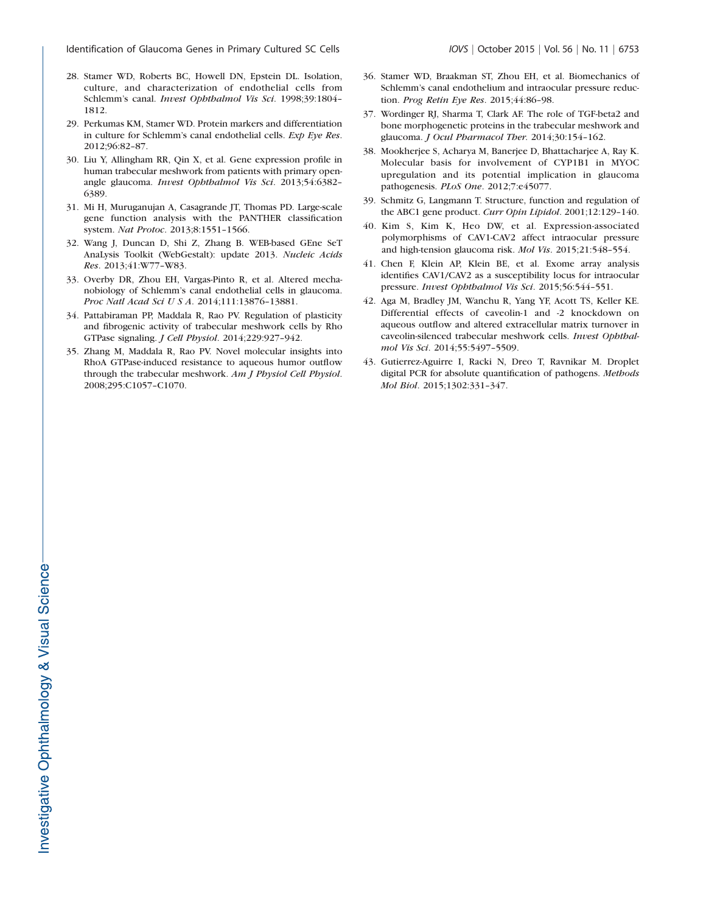28. Stamer WD, Roberts BC, Howell DN, Epstein DL. Isolation, culture, and characterization of endothelial cells from Schlemm's canal. *Invest Ophthalmol Vis Sci*. 1998;39:1804–1812.
29. Perkumas KM, Stamer WD. Protein markers and differentiation in culture for Schlemm's canal endothelial cells. *Exp Eye Res*. 2012;96:82–87.
30. Liu Y, Allingham RR, Qin X, et al. Gene expression profile in human trabecular meshwork from patients with primary open-angle glaucoma. *Invest Ophthalmol Vis Sci*. 2013;54:6382–6389.
31. Mi H, Muruganujan A, Casagrande JT, Thomas PD. Large-scale gene function analysis with the PANTHER classification system. *Nat Protoc*. 2013;8:1551–1566.
32. Wang J, Duncan D, Shi Z, Zhang B. WEB-based GEne SeT AnaLysis Toolkit (WebGestalt): update 2013. *Nucleic Acids Res*. 2013;41:W77–W83.
33. Overby DR, Zhou EH, Vargas-Pinto R, et al. Altered mechanobiology of Schlemm's canal endothelial cells in glaucoma. *Proc Natl Acad Sci U S A*. 2014;111:13876–13881.
34. Pattabiraman PP, Maddala R, Rao PV. Regulation of plasticity and fibrogenic activity of trabecular meshwork cells by Rho GTPase signaling. *J Cell Physiol*. 2014;229:927–942.
35. Zhang M, Maddala R, Rao PV. Novel molecular insights into RhoA GTPase-induced resistance to aqueous humor outflow through the trabecular meshwork. *Am J Physiol Cell Physiol*. 2008;295:C1057–C1070.
36. Stamer WD, Braakman ST, Zhou EH, et al. Biomechanics of Schlemm's canal endothelium and intraocular pressure reduction. *Prog Retin Eye Res*. 2015;44:86–98.
37. Wordinger RJ, Sharma T, Clark AF. The role of TGF-beta2 and bone morphogenetic proteins in the trabecular meshwork and glaucoma. *J Ocul Pharmacol Ther*. 2014;30:154–162.
38. Mookherjee S, Acharya M, Banerjee D, Bhattacharjee A, Ray K. Molecular basis for involvement of CYP1B1 in MYOC upregulation and its potential implication in glaucoma pathogenesis. *PLoS One*. 2012;7:e45077.
39. Schmitz G, Langmann T. Structure, function and regulation of the ABC1 gene product. *Curr Opin Lipidol*. 2001;12:129–140.
40. Kim S, Kim K, Heo DW, et al. Expression-associated polymorphisms of CAV1-CAV2 affect intraocular pressure and high-tension glaucoma risk. *Mol Vis*. 2015;21:548–554.
41. Chen F, Klein AP, Klein BE, et al. Exome array analysis identifies CAV1/CAV2 as a susceptibility locus for intraocular pressure. *Invest Ophthalmol Vis Sci*. 2015;56:544–551.
42. Aga M, Bradley JM, Wanchu R, Yang YF, Acott TS, Keller KE. Differential effects of caveolin-1 and -2 knockdown on aqueous outflow and altered extracellular matrix turnover in caveolin-silenced trabecular meshwork cells. *Invest Ophthalmol Vis Sci*. 2014;55:5497–5509.
43. Gutierrez-Aguirre I, Racki N, Dreo T, Ravnikar M. Droplet digital PCR for absolute quantification of pathogens. *Methods Mol Biol*. 2015;1302:331–347.